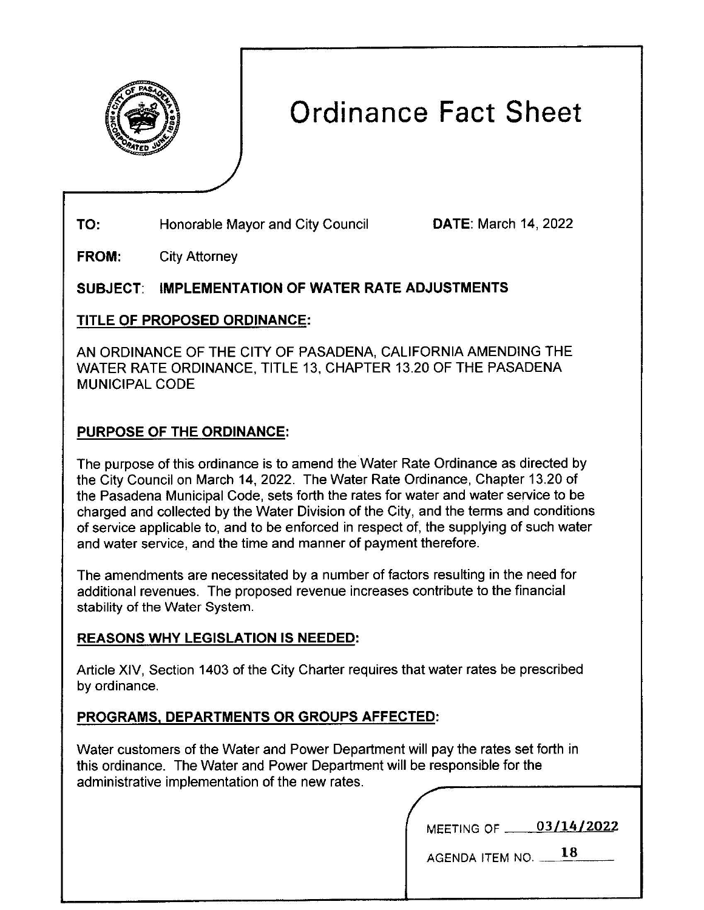# Ordinance Fact Sheet

**TO:** Honorable Mayor and City Council **DATE:** March 14, 2022

**FROM:** City Attorney

**SUBJECT: IMPLEMENTATION OF WATER RATE ADJUSTMENTS**

## TITLE OF PROPOSED ORDINANCE:

AN ORDINANCE OF THE CITY OF PASADENA, CALIFORNIA AMENDING THE WATER RATE ORDINANCE, TITLE 13, CHAPTER 13.20 OF THE PASADENA MUNICIPAL CODE

## PURPOSE OF THE ORDINANCE:

The purpose of this ordinance is to amend the Water Rate Ordinance as directed by the City Council on March 14, 2022. The Water Rate Ordinance, Chapter 13.20 of the Pasadena Municipal Code, sets forth the rates for water and water service to be charged and collected by the Water Division of the City, and the terms and conditions of service applicable to, and to be enforced in respect of, the supplying of such water and water service, and the time and manner of payment therefore.

The amendments are necessitated by a number of factors resulting in the need for additional revenues. The proposed revenue increases contribute to the financial stability of the Water System.

## REASONS WHY LEGISLATION IS NEEDED:

Article XIV, Section 1403 of the City Charter requires that water rates be prescribed by ordinance.

## PROGRAMS, DEPARTMENTS OR GROUPS AFFECTED:

Water customers of the Water and Power Department will pay the rates set forth in this ordinance. The Water and Power Department will be responsible for the administrative implementation of the new rates.

MEETING OF 03/14/2022

AGENDA ITEM NO. 18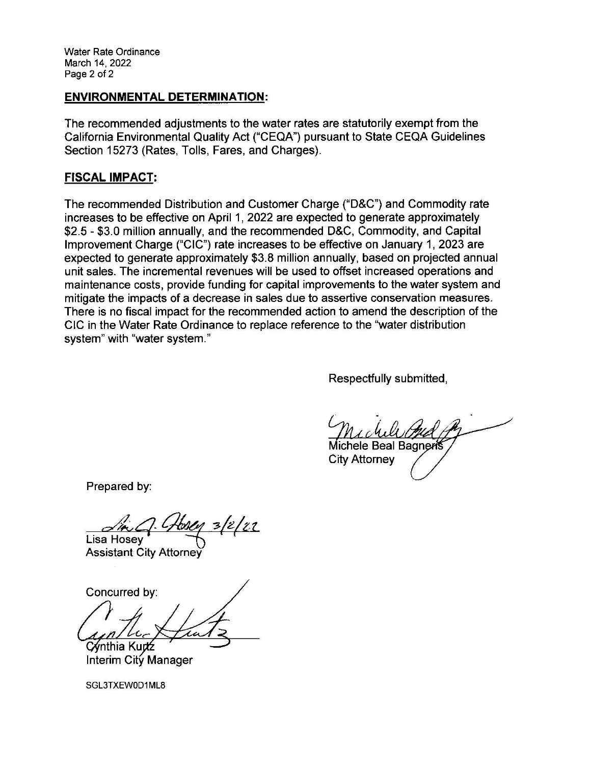## ENVIRONMENTAL DETERMINATION:

The recommended adjustments to the water rates are statutorily exempt from the California Environmental Quality Act ("CEQA") pursuant to State CEQA Guidelines Section 15273 (Rates, Tolls, Fares, and Charges).

## FISCAL IMPACT:

The recommended Distribution and Customer Charge ("D&C") and Commodity rate increases to be effective on April 1, 2022 are expected to generate approximately $2.5 - $3.0 million annually, and the recommended D&C, Commodity, and Capital Improvement Charge ("CIC") rate increases to be effective on January 1, 2023 are expected to generate approximately $3.8 million annually, based on projected annual unit sales. The incremental revenues will be used to offset increased operations and maintenance costs, provide funding for capital improvements to the water system and mitigate the impacts of a decrease in sales due to assertive conservation measures. There is no fiscal impact for the recommended action to amend the description of the CIC in the Water Rate Ordinance to replace reference to the "water distribution system" with "water system."

Respectfully submitted,

Michele Beal Bagneris
City Attorney

Prepared by:

Lisa Hosey 3/2/22
Assistant City Attorney

Concurred by:

Cynthia Kurtz
Interim City Manager

SGL3TXEW0D1ML8